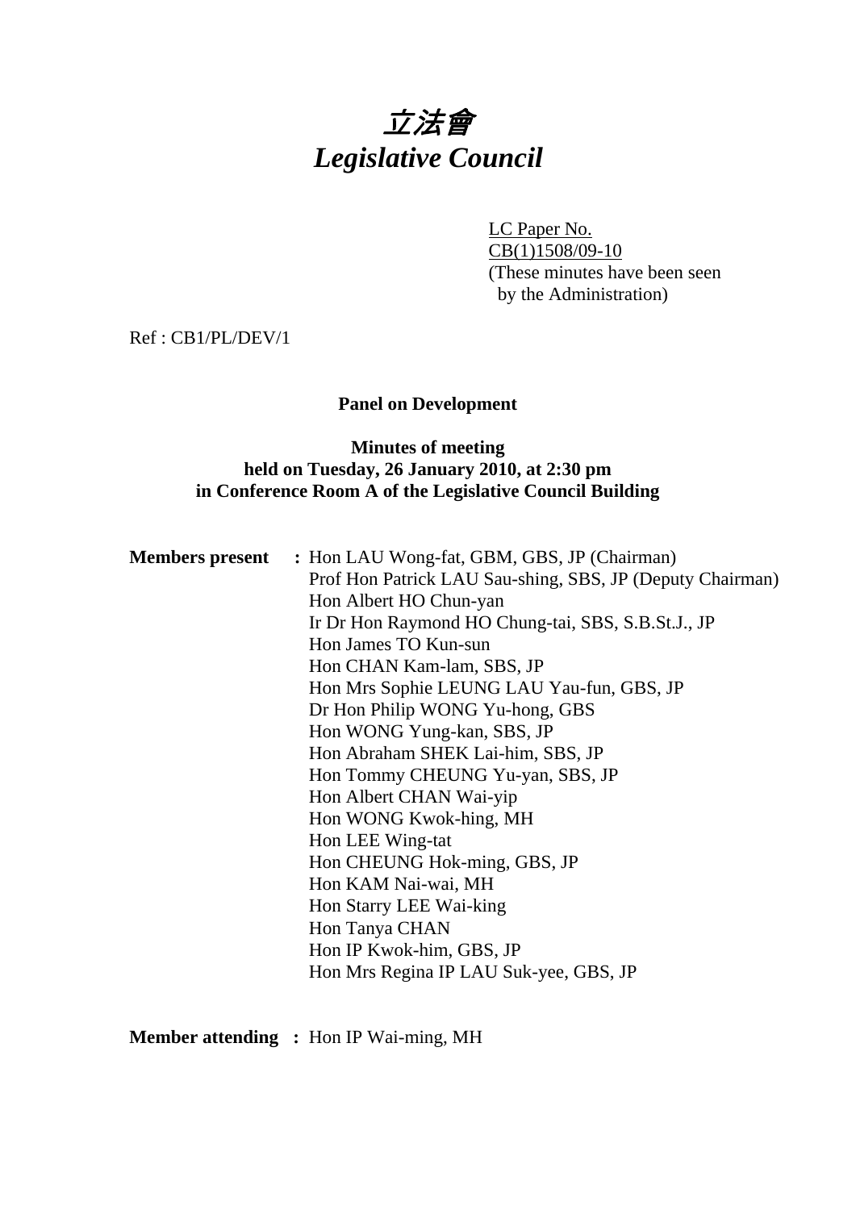# 立法會
# *Legislative Council*

LC Paper No. CB(1)1508/09-10
(These minutes have been seen by the Administration)

Ref : CB1/PL/DEV/1

**Panel on Development**

**Minutes of meeting held on Tuesday, 26 January 2010, at 2:30 pm in Conference Room A of the Legislative Council Building**

**Members present :**
Hon LAU Wong-fat, GBM, GBS, JP (Chairman)
Prof Hon Patrick LAU Sau-shing, SBS, JP (Deputy Chairman)
Hon Albert HO Chun-yan
Ir Dr Hon Raymond HO Chung-tai, SBS, S.B.St.J., JP
Hon James TO Kun-sun
Hon CHAN Kam-lam, SBS, JP
Hon Mrs Sophie LEUNG LAU Yau-fun, GBS, JP
Dr Hon Philip WONG Yu-hong, GBS
Hon WONG Yung-kan, SBS, JP
Hon Abraham SHEK Lai-him, SBS, JP
Hon Tommy CHEUNG Yu-yan, SBS, JP
Hon Albert CHAN Wai-yip
Hon WONG Kwok-hing, MH
Hon LEE Wing-tat
Hon CHEUNG Hok-ming, GBS, JP
Hon KAM Nai-wai, MH
Hon Starry LEE Wai-king
Hon Tanya CHAN
Hon IP Kwok-him, GBS, JP
Hon Mrs Regina IP LAU Suk-yee, GBS, JP

**Member attending :** Hon IP Wai-ming, MH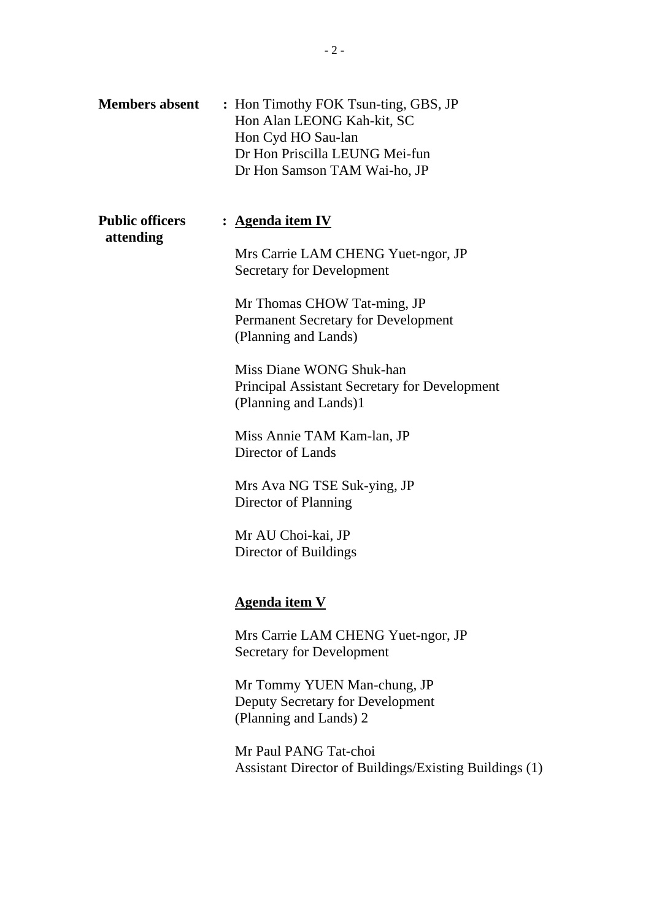**Members absent** : Hon Timothy FOK Tsun-ting, GBS, JP
Hon Alan LEONG Kah-kit, SC
Hon Cyd HO Sau-lan
Dr Hon Priscilla LEUNG Mei-fun
Dr Hon Samson TAM Wai-ho, JP

**Public officers attending** : **<u>Agenda item IV</u>**

Mrs Carrie LAM CHENG Yuet-ngor, JP
Secretary for Development

Mr Thomas CHOW Tat-ming, JP
Permanent Secretary for Development (Planning and Lands)

Miss Diane WONG Shuk-han
Principal Assistant Secretary for Development (Planning and Lands)1

Miss Annie TAM Kam-lan, JP
Director of Lands

Mrs Ava NG TSE Suk-ying, JP
Director of Planning

Mr AU Choi-kai, JP
Director of Buildings

**<u>Agenda item V</u>**

Mrs Carrie LAM CHENG Yuet-ngor, JP
Secretary for Development

Mr Tommy YUEN Man-chung, JP
Deputy Secretary for Development (Planning and Lands) 2

Mr Paul PANG Tat-choi
Assistant Director of Buildings/Existing Buildings (1)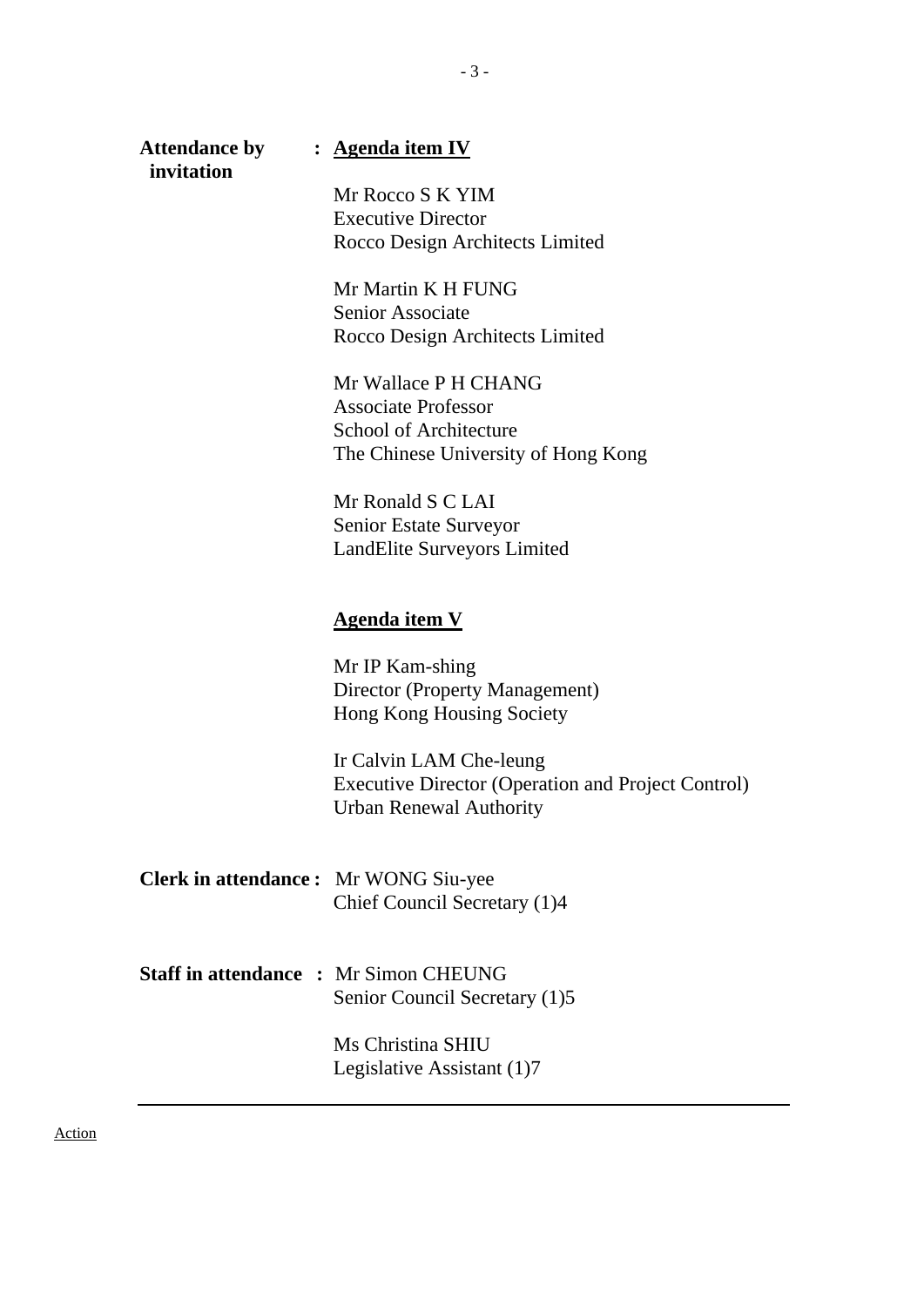**Attendance by invitation** : **Agenda item IV**

Mr Rocco S K YIM
Executive Director
Rocco Design Architects Limited

Mr Martin K H FUNG
Senior Associate
Rocco Design Architects Limited

Mr Wallace P H CHANG
Associate Professor
School of Architecture
The Chinese University of Hong Kong

Mr Ronald S C LAI
Senior Estate Surveyor
LandElite Surveyors Limited

**Agenda item V**

Mr IP Kam-shing
Director (Property Management)
Hong Kong Housing Society

Ir Calvin LAM Che-leung
Executive Director (Operation and Project Control)
Urban Renewal Authority

**Clerk in attendance :** Mr WONG Siu-yee
Chief Council Secretary (1)4

**Staff in attendance :** Mr Simon CHEUNG
Senior Council Secretary (1)5

Ms Christina SHIU
Legislative Assistant (1)7

---

Action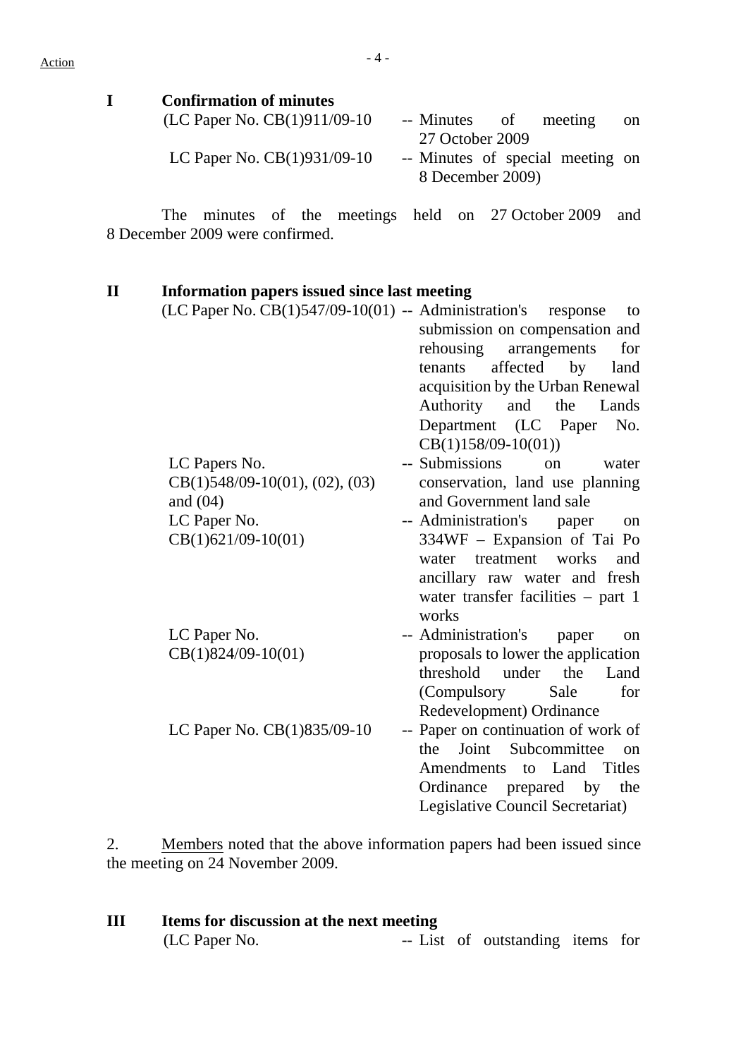Action

**I Confirmation of minutes**

(LC Paper No. CB(1)911/09-10 -- Minutes of meeting on 27 October 2009

LC Paper No. CB(1)931/09-10 -- Minutes of special meeting on 8 December 2009)

The minutes of the meetings held on 27 October 2009 and 8 December 2009 were confirmed.

**II Information papers issued since last meeting**

(LC Paper No. CB(1)547/09-10(01) -- Administration's response to submission on compensation and rehousing arrangements for tenants affected by land acquisition by the Urban Renewal Authority and the Lands Department (LC Paper No. CB(1)158/09-10(01))

LC Papers No. CB(1)548/09-10(01), (02), (03) and (04) -- Submissions on water conservation, land use planning and Government land sale

LC Paper No. CB(1)621/09-10(01) -- Administration's paper on 334WF – Expansion of Tai Po water treatment works and ancillary raw water and fresh water transfer facilities – part 1 works

LC Paper No. CB(1)824/09-10(01) -- Administration's paper on proposals to lower the application threshold under the Land (Compulsory Sale for Redevelopment) Ordinance

LC Paper No. CB(1)835/09-10 -- Paper on continuation of work of the Joint Subcommittee on Amendments to Land Titles Ordinance prepared by the Legislative Council Secretariat)

2. Members noted that the above information papers had been issued since the meeting on 24 November 2009.

**III Items for discussion at the next meeting**

(LC Paper No. -- List of outstanding items for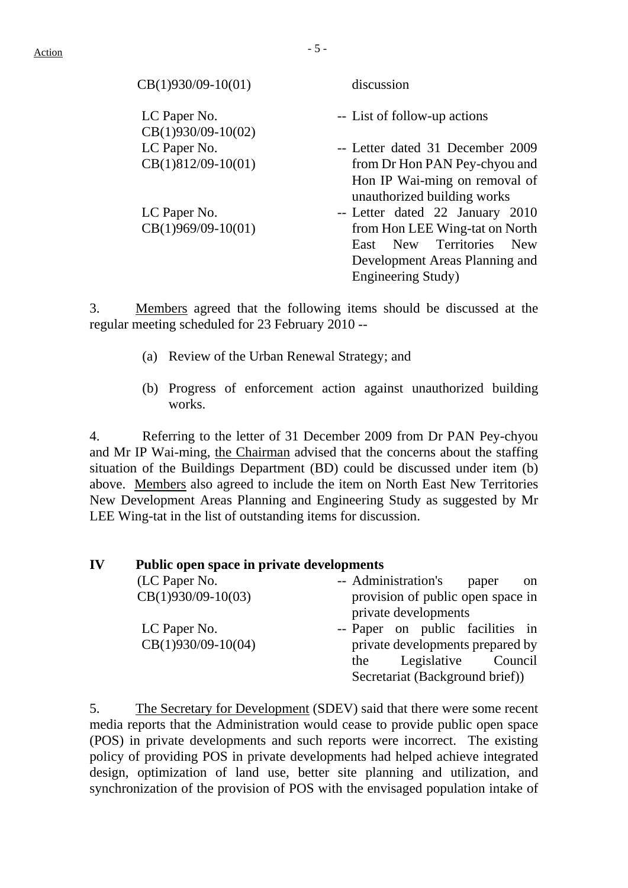| | |
|---|---|
| CB(1)930/09-10(01) | discussion |
| LC Paper No. CB(1)930/09-10(02) | -- List of follow-up actions |
| LC Paper No. CB(1)812/09-10(01) | -- Letter dated 31 December 2009 from Dr Hon PAN Pey-chyou and Hon IP Wai-ming on removal of unauthorized building works |
| LC Paper No. CB(1)969/09-10(01) | -- Letter dated 22 January 2010 from Hon LEE Wing-tat on North East New Territories New Development Areas Planning and Engineering Study) |

3. Members agreed that the following items should be discussed at the regular meeting scheduled for 23 February 2010 --

(a) Review of the Urban Renewal Strategy; and

(b) Progress of enforcement action against unauthorized building works.

4. Referring to the letter of 31 December 2009 from Dr PAN Pey-chyou and Mr IP Wai-ming, the Chairman advised that the concerns about the staffing situation of the Buildings Department (BD) could be discussed under item (b) above. Members also agreed to include the item on North East New Territories New Development Areas Planning and Engineering Study as suggested by Mr LEE Wing-tat in the list of outstanding items for discussion.

## IV Public open space in private developments

| | |
|---|---|
| (LC Paper No. CB(1)930/09-10(03) | -- Administration's paper on provision of public open space in private developments |
| LC Paper No. CB(1)930/09-10(04) | -- Paper on public facilities in private developments prepared by the Legislative Council Secretariat (Background brief)) |

5. The Secretary for Development (SDEV) said that there were some recent media reports that the Administration would cease to provide public open space (POS) in private developments and such reports were incorrect. The existing policy of providing POS in private developments had helped achieve integrated design, optimization of land use, better site planning and utilization, and synchronization of the provision of POS with the envisaged population intake of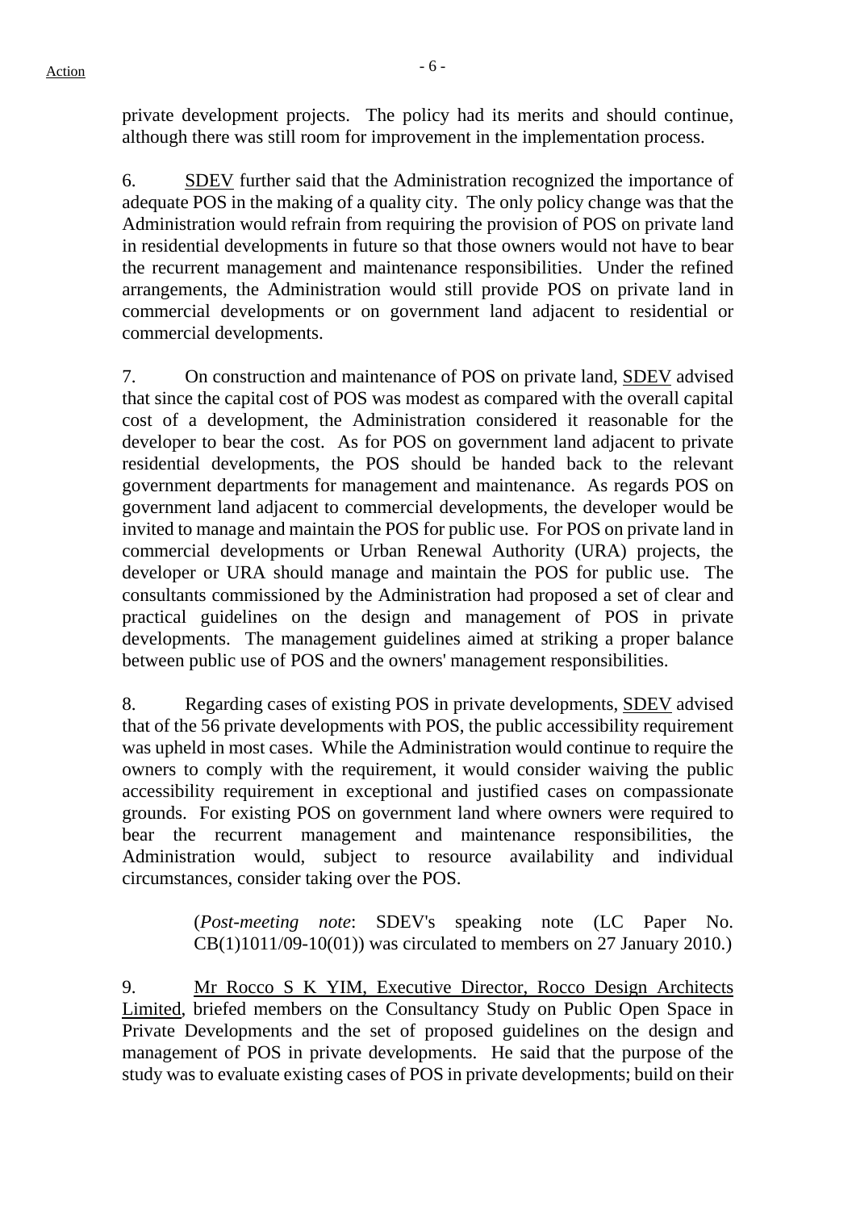private development projects. The policy had its merits and should continue, although there was still room for improvement in the implementation process.

6. SDEV further said that the Administration recognized the importance of adequate POS in the making of a quality city. The only policy change was that the Administration would refrain from requiring the provision of POS on private land in residential developments in future so that those owners would not have to bear the recurrent management and maintenance responsibilities. Under the refined arrangements, the Administration would still provide POS on private land in commercial developments or on government land adjacent to residential or commercial developments.

7. On construction and maintenance of POS on private land, SDEV advised that since the capital cost of POS was modest as compared with the overall capital cost of a development, the Administration considered it reasonable for the developer to bear the cost. As for POS on government land adjacent to private residential developments, the POS should be handed back to the relevant government departments for management and maintenance. As regards POS on government land adjacent to commercial developments, the developer would be invited to manage and maintain the POS for public use. For POS on private land in commercial developments or Urban Renewal Authority (URA) projects, the developer or URA should manage and maintain the POS for public use. The consultants commissioned by the Administration had proposed a set of clear and practical guidelines on the design and management of POS in private developments. The management guidelines aimed at striking a proper balance between public use of POS and the owners' management responsibilities.

8. Regarding cases of existing POS in private developments, SDEV advised that of the 56 private developments with POS, the public accessibility requirement was upheld in most cases. While the Administration would continue to require the owners to comply with the requirement, it would consider waiving the public accessibility requirement in exceptional and justified cases on compassionate grounds. For existing POS on government land where owners were required to bear the recurrent management and maintenance responsibilities, the Administration would, subject to resource availability and individual circumstances, consider taking over the POS.

> (*Post-meeting note*: SDEV's speaking note (LC Paper No. CB(1)1011/09-10(01)) was circulated to members on 27 January 2010.)

9. Mr Rocco S K YIM, Executive Director, Rocco Design Architects Limited, briefed members on the Consultancy Study on Public Open Space in Private Developments and the set of proposed guidelines on the design and management of POS in private developments. He said that the purpose of the study was to evaluate existing cases of POS in private developments; build on their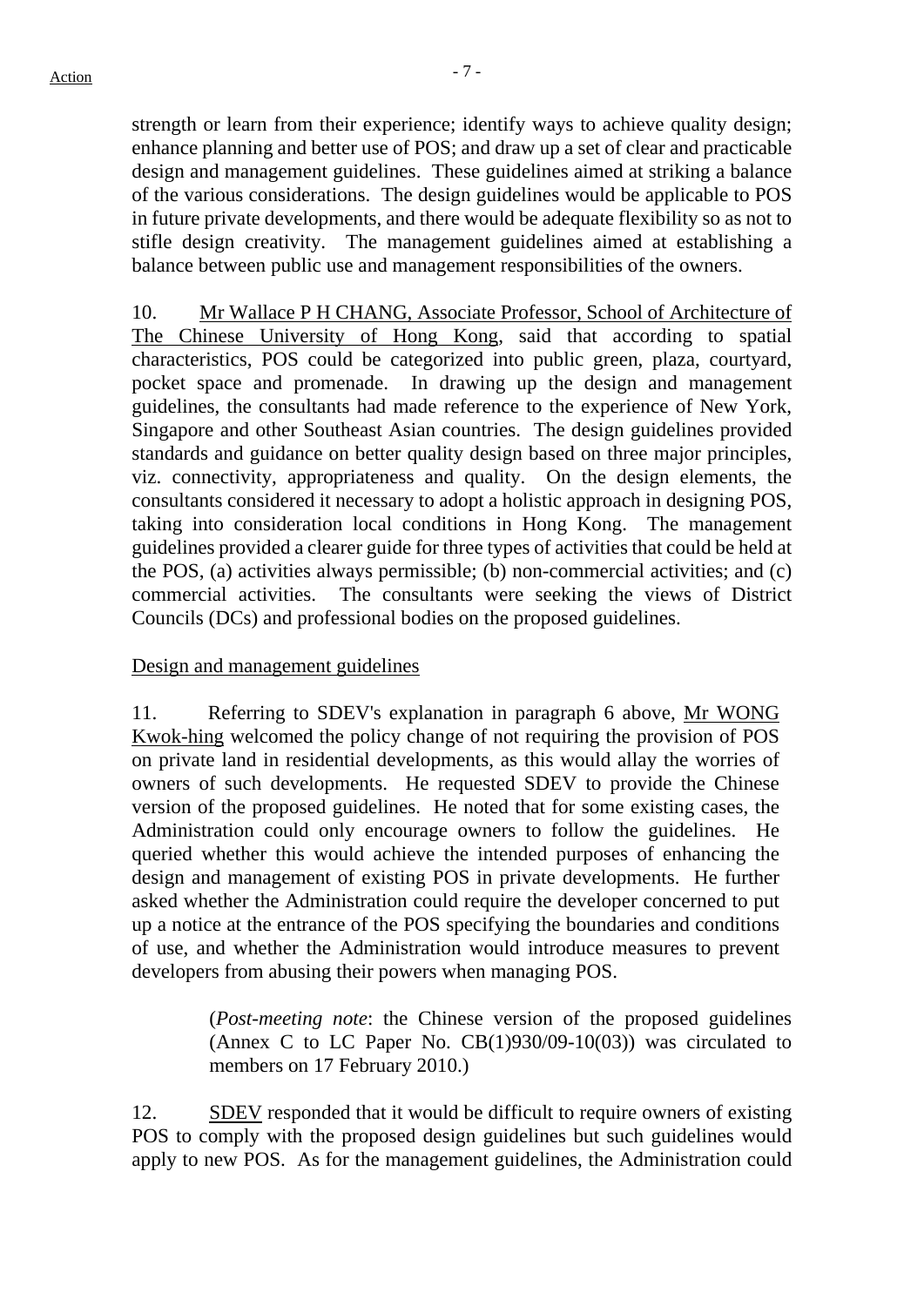strength or learn from their experience; identify ways to achieve quality design; enhance planning and better use of POS; and draw up a set of clear and practicable design and management guidelines. These guidelines aimed at striking a balance of the various considerations. The design guidelines would be applicable to POS in future private developments, and there would be adequate flexibility so as not to stifle design creativity. The management guidelines aimed at establishing a balance between public use and management responsibilities of the owners.

10. Mr Wallace P H CHANG, Associate Professor, School of Architecture of The Chinese University of Hong Kong, said that according to spatial characteristics, POS could be categorized into public green, plaza, courtyard, pocket space and promenade. In drawing up the design and management guidelines, the consultants had made reference to the experience of New York, Singapore and other Southeast Asian countries. The design guidelines provided standards and guidance on better quality design based on three major principles, viz. connectivity, appropriateness and quality. On the design elements, the consultants considered it necessary to adopt a holistic approach in designing POS, taking into consideration local conditions in Hong Kong. The management guidelines provided a clearer guide for three types of activities that could be held at the POS, (a) activities always permissible; (b) non-commercial activities; and (c) commercial activities. The consultants were seeking the views of District Councils (DCs) and professional bodies on the proposed guidelines.

Design and management guidelines

11. Referring to SDEV's explanation in paragraph 6 above, Mr WONG Kwok-hing welcomed the policy change of not requiring the provision of POS on private land in residential developments, as this would allay the worries of owners of such developments. He requested SDEV to provide the Chinese version of the proposed guidelines. He noted that for some existing cases, the Administration could only encourage owners to follow the guidelines. He queried whether this would achieve the intended purposes of enhancing the design and management of existing POS in private developments. He further asked whether the Administration could require the developer concerned to put up a notice at the entrance of the POS specifying the boundaries and conditions of use, and whether the Administration would introduce measures to prevent developers from abusing their powers when managing POS.

> (*Post-meeting note*: the Chinese version of the proposed guidelines (Annex C to LC Paper No. CB(1)930/09-10(03)) was circulated to members on 17 February 2010.)

12. SDEV responded that it would be difficult to require owners of existing POS to comply with the proposed design guidelines but such guidelines would apply to new POS. As for the management guidelines, the Administration could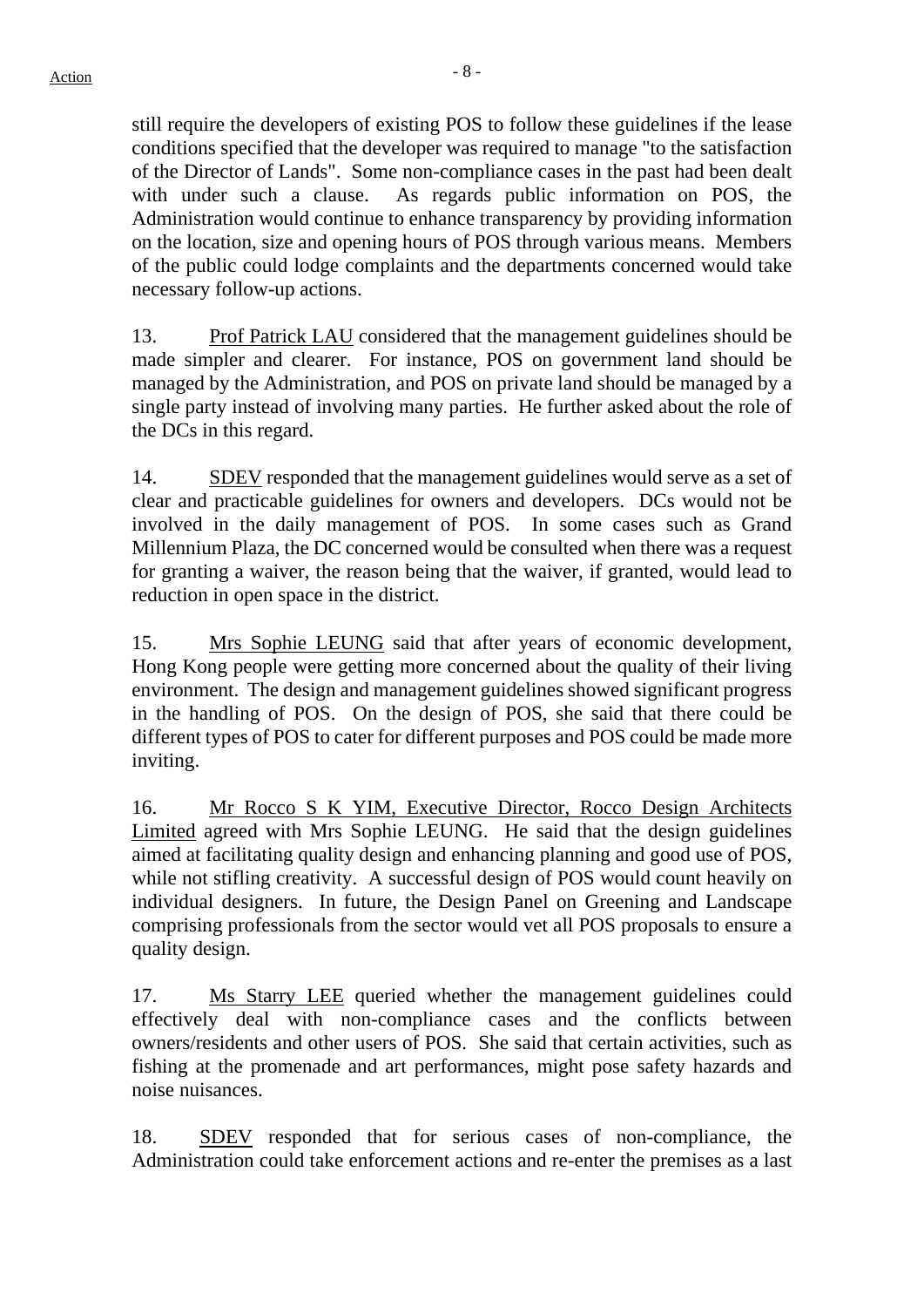still require the developers of existing POS to follow these guidelines if the lease conditions specified that the developer was required to manage "to the satisfaction of the Director of Lands". Some non-compliance cases in the past had been dealt with under such a clause. As regards public information on POS, the Administration would continue to enhance transparency by providing information on the location, size and opening hours of POS through various means. Members of the public could lodge complaints and the departments concerned would take necessary follow-up actions.

13. Prof Patrick LAU considered that the management guidelines should be made simpler and clearer. For instance, POS on government land should be managed by the Administration, and POS on private land should be managed by a single party instead of involving many parties. He further asked about the role of the DCs in this regard.

14. SDEV responded that the management guidelines would serve as a set of clear and practicable guidelines for owners and developers. DCs would not be involved in the daily management of POS. In some cases such as Grand Millennium Plaza, the DC concerned would be consulted when there was a request for granting a waiver, the reason being that the waiver, if granted, would lead to reduction in open space in the district.

15. Mrs Sophie LEUNG said that after years of economic development, Hong Kong people were getting more concerned about the quality of their living environment. The design and management guidelines showed significant progress in the handling of POS. On the design of POS, she said that there could be different types of POS to cater for different purposes and POS could be made more inviting.

16. Mr Rocco S K YIM, Executive Director, Rocco Design Architects Limited agreed with Mrs Sophie LEUNG. He said that the design guidelines aimed at facilitating quality design and enhancing planning and good use of POS, while not stifling creativity. A successful design of POS would count heavily on individual designers. In future, the Design Panel on Greening and Landscape comprising professionals from the sector would vet all POS proposals to ensure a quality design.

17. Ms Starry LEE queried whether the management guidelines could effectively deal with non-compliance cases and the conflicts between owners/residents and other users of POS. She said that certain activities, such as fishing at the promenade and art performances, might pose safety hazards and noise nuisances.

18. SDEV responded that for serious cases of non-compliance, the Administration could take enforcement actions and re-enter the premises as a last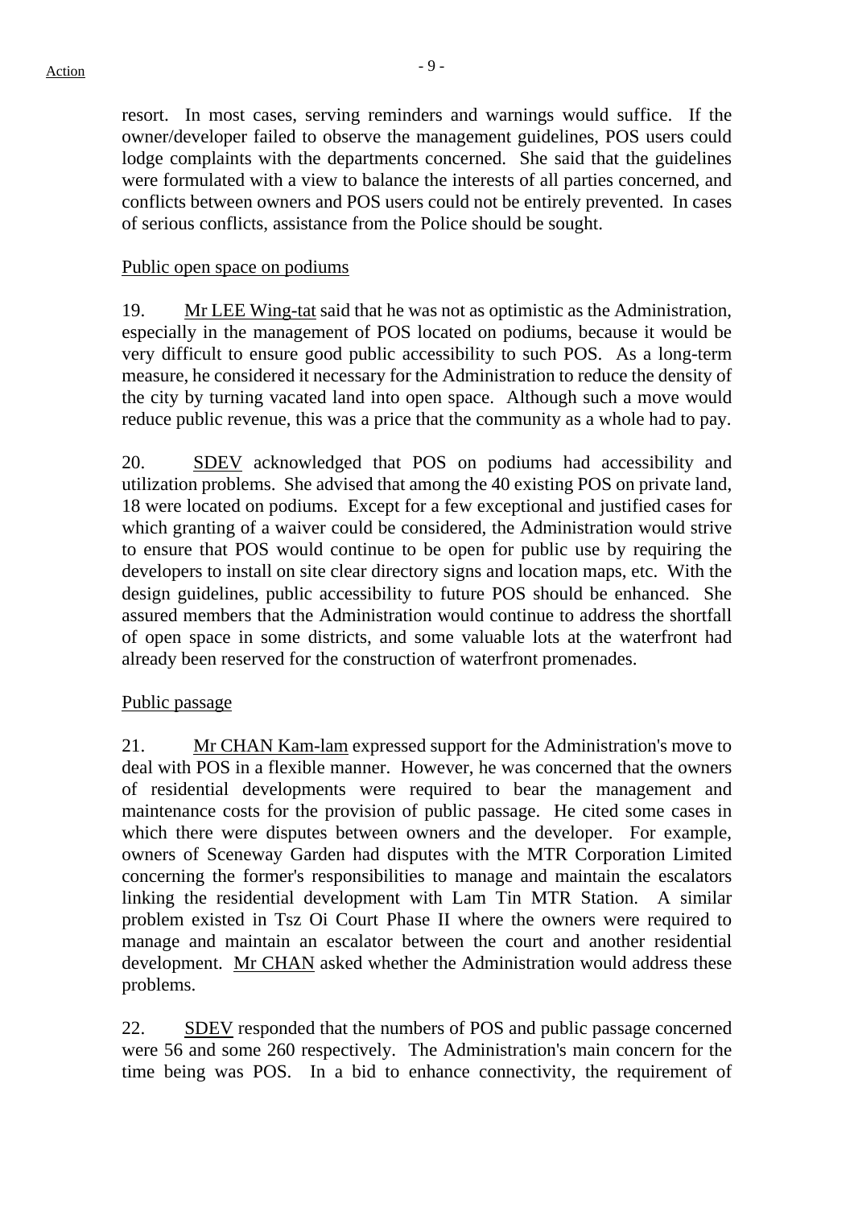resort. In most cases, serving reminders and warnings would suffice. If the owner/developer failed to observe the management guidelines, POS users could lodge complaints with the departments concerned. She said that the guidelines were formulated with a view to balance the interests of all parties concerned, and conflicts between owners and POS users could not be entirely prevented. In cases of serious conflicts, assistance from the Police should be sought.

Public open space on podiums

19. Mr LEE Wing-tat said that he was not as optimistic as the Administration, especially in the management of POS located on podiums, because it would be very difficult to ensure good public accessibility to such POS. As a long-term measure, he considered it necessary for the Administration to reduce the density of the city by turning vacated land into open space. Although such a move would reduce public revenue, this was a price that the community as a whole had to pay.

20. SDEV acknowledged that POS on podiums had accessibility and utilization problems. She advised that among the 40 existing POS on private land, 18 were located on podiums. Except for a few exceptional and justified cases for which granting of a waiver could be considered, the Administration would strive to ensure that POS would continue to be open for public use by requiring the developers to install on site clear directory signs and location maps, etc. With the design guidelines, public accessibility to future POS should be enhanced. She assured members that the Administration would continue to address the shortfall of open space in some districts, and some valuable lots at the waterfront had already been reserved for the construction of waterfront promenades.

Public passage

21. Mr CHAN Kam-lam expressed support for the Administration's move to deal with POS in a flexible manner. However, he was concerned that the owners of residential developments were required to bear the management and maintenance costs for the provision of public passage. He cited some cases in which there were disputes between owners and the developer. For example, owners of Sceneway Garden had disputes with the MTR Corporation Limited concerning the former's responsibilities to manage and maintain the escalators linking the residential development with Lam Tin MTR Station. A similar problem existed in Tsz Oi Court Phase II where the owners were required to manage and maintain an escalator between the court and another residential development. Mr CHAN asked whether the Administration would address these problems.

22. SDEV responded that the numbers of POS and public passage concerned were 56 and some 260 respectively. The Administration's main concern for the time being was POS. In a bid to enhance connectivity, the requirement of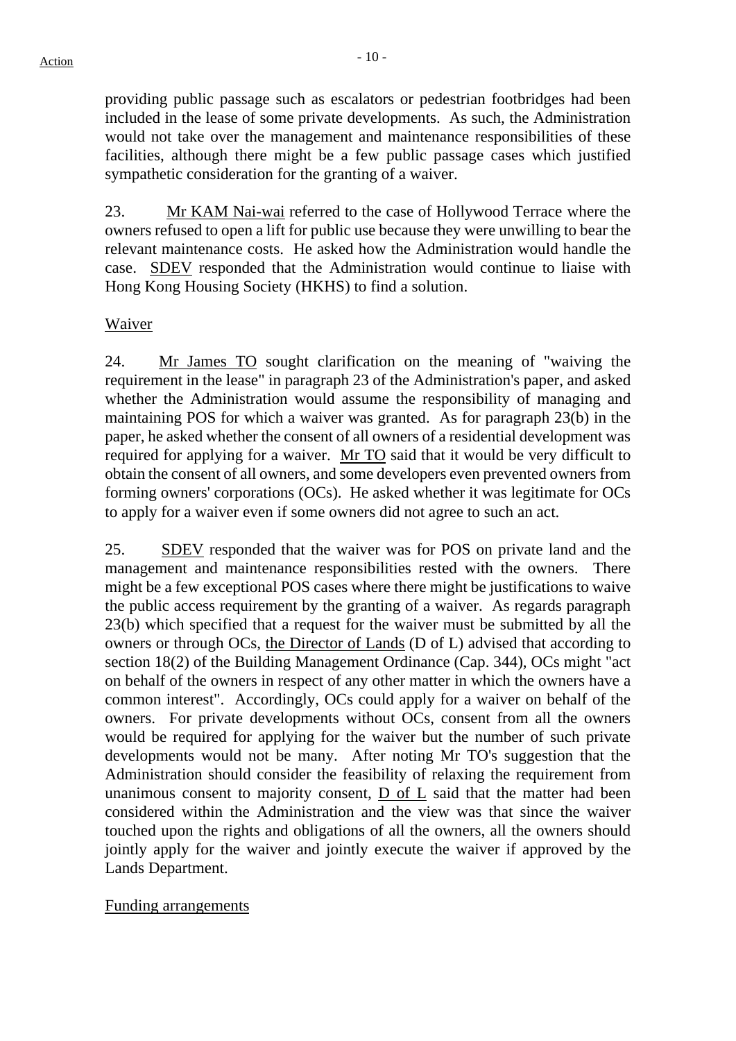providing public passage such as escalators or pedestrian footbridges had been included in the lease of some private developments. As such, the Administration would not take over the management and maintenance responsibilities of these facilities, although there might be a few public passage cases which justified sympathetic consideration for the granting of a waiver.

23. Mr KAM Nai-wai referred to the case of Hollywood Terrace where the owners refused to open a lift for public use because they were unwilling to bear the relevant maintenance costs. He asked how the Administration would handle the case. SDEV responded that the Administration would continue to liaise with Hong Kong Housing Society (HKHS) to find a solution.

Waiver

24. Mr James TO sought clarification on the meaning of "waiving the requirement in the lease" in paragraph 23 of the Administration's paper, and asked whether the Administration would assume the responsibility of managing and maintaining POS for which a waiver was granted. As for paragraph 23(b) in the paper, he asked whether the consent of all owners of a residential development was required for applying for a waiver. Mr TO said that it would be very difficult to obtain the consent of all owners, and some developers even prevented owners from forming owners' corporations (OCs). He asked whether it was legitimate for OCs to apply for a waiver even if some owners did not agree to such an act.

25. SDEV responded that the waiver was for POS on private land and the management and maintenance responsibilities rested with the owners. There might be a few exceptional POS cases where there might be justifications to waive the public access requirement by the granting of a waiver. As regards paragraph 23(b) which specified that a request for the waiver must be submitted by all the owners or through OCs, the Director of Lands (D of L) advised that according to section 18(2) of the Building Management Ordinance (Cap. 344), OCs might "act on behalf of the owners in respect of any other matter in which the owners have a common interest". Accordingly, OCs could apply for a waiver on behalf of the owners. For private developments without OCs, consent from all the owners would be required for applying for the waiver but the number of such private developments would not be many. After noting Mr TO's suggestion that the Administration should consider the feasibility of relaxing the requirement from unanimous consent to majority consent, D of L said that the matter had been considered within the Administration and the view was that since the waiver touched upon the rights and obligations of all the owners, all the owners should jointly apply for the waiver and jointly execute the waiver if approved by the Lands Department.

Funding arrangements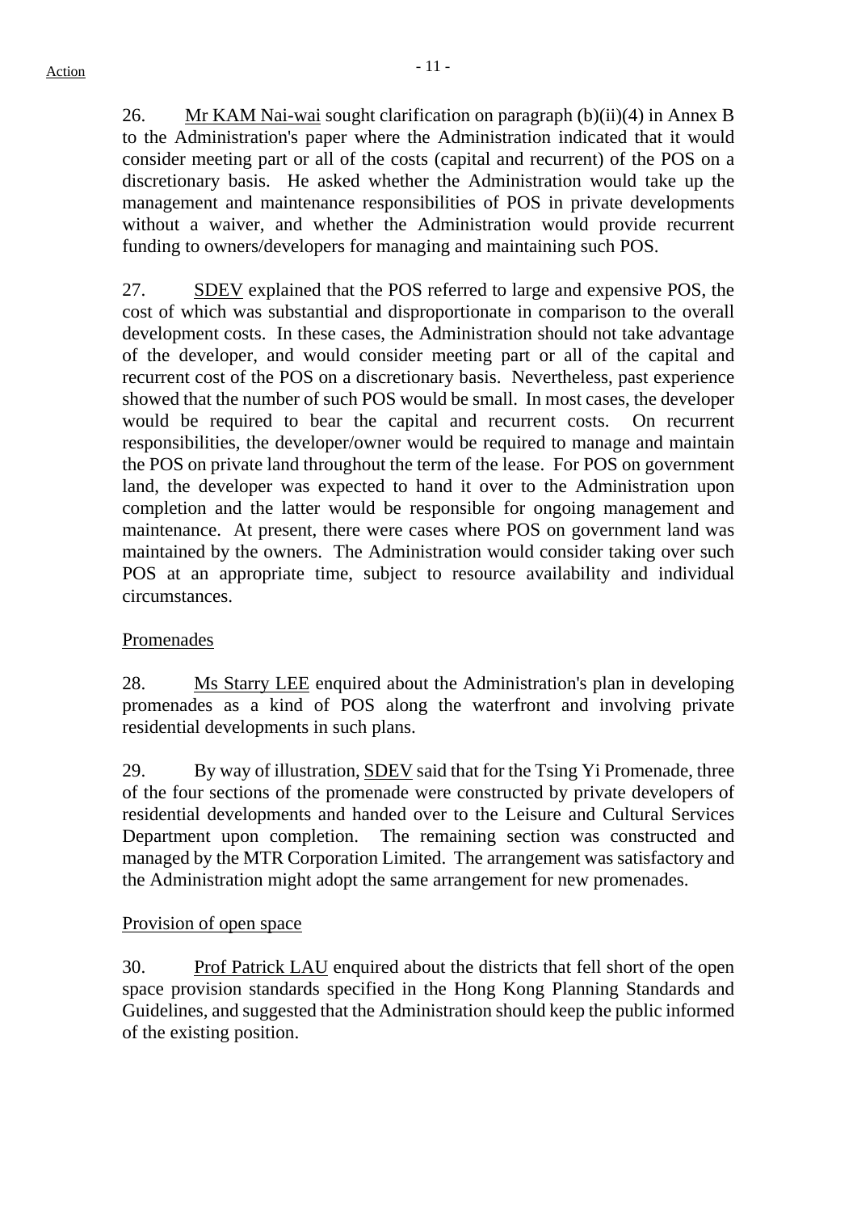26. Mr KAM Nai-wai sought clarification on paragraph (b)(ii)(4) in Annex B to the Administration's paper where the Administration indicated that it would consider meeting part or all of the costs (capital and recurrent) of the POS on a discretionary basis. He asked whether the Administration would take up the management and maintenance responsibilities of POS in private developments without a waiver, and whether the Administration would provide recurrent funding to owners/developers for managing and maintaining such POS.

27. SDEV explained that the POS referred to large and expensive POS, the cost of which was substantial and disproportionate in comparison to the overall development costs. In these cases, the Administration should not take advantage of the developer, and would consider meeting part or all of the capital and recurrent cost of the POS on a discretionary basis. Nevertheless, past experience showed that the number of such POS would be small. In most cases, the developer would be required to bear the capital and recurrent costs. On recurrent responsibilities, the developer/owner would be required to manage and maintain the POS on private land throughout the term of the lease. For POS on government land, the developer was expected to hand it over to the Administration upon completion and the latter would be responsible for ongoing management and maintenance. At present, there were cases where POS on government land was maintained by the owners. The Administration would consider taking over such POS at an appropriate time, subject to resource availability and individual circumstances.

Promenades

28. Ms Starry LEE enquired about the Administration's plan in developing promenades as a kind of POS along the waterfront and involving private residential developments in such plans.

29. By way of illustration, SDEV said that for the Tsing Yi Promenade, three of the four sections of the promenade were constructed by private developers of residential developments and handed over to the Leisure and Cultural Services Department upon completion. The remaining section was constructed and managed by the MTR Corporation Limited. The arrangement was satisfactory and the Administration might adopt the same arrangement for new promenades.

Provision of open space

30. Prof Patrick LAU enquired about the districts that fell short of the open space provision standards specified in the Hong Kong Planning Standards and Guidelines, and suggested that the Administration should keep the public informed of the existing position.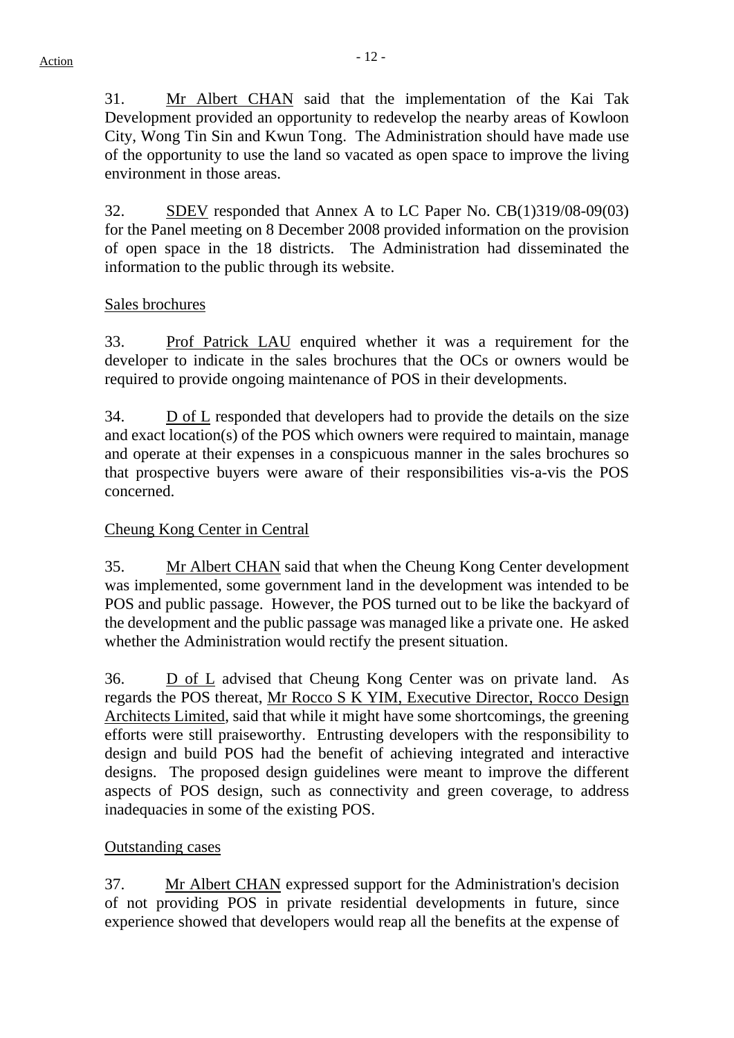31. Mr Albert CHAN said that the implementation of the Kai Tak Development provided an opportunity to redevelop the nearby areas of Kowloon City, Wong Tin Sin and Kwun Tong. The Administration should have made use of the opportunity to use the land so vacated as open space to improve the living environment in those areas.

32. SDEV responded that Annex A to LC Paper No. CB(1)319/08-09(03) for the Panel meeting on 8 December 2008 provided information on the provision of open space in the 18 districts. The Administration had disseminated the information to the public through its website.

Sales brochures

33. Prof Patrick LAU enquired whether it was a requirement for the developer to indicate in the sales brochures that the OCs or owners would be required to provide ongoing maintenance of POS in their developments.

34. D of L responded that developers had to provide the details on the size and exact location(s) of the POS which owners were required to maintain, manage and operate at their expenses in a conspicuous manner in the sales brochures so that prospective buyers were aware of their responsibilities vis-a-vis the POS concerned.

Cheung Kong Center in Central

35. Mr Albert CHAN said that when the Cheung Kong Center development was implemented, some government land in the development was intended to be POS and public passage. However, the POS turned out to be like the backyard of the development and the public passage was managed like a private one. He asked whether the Administration would rectify the present situation.

36. D of L advised that Cheung Kong Center was on private land. As regards the POS thereat, Mr Rocco S K YIM, Executive Director, Rocco Design Architects Limited, said that while it might have some shortcomings, the greening efforts were still praiseworthy. Entrusting developers with the responsibility to design and build POS had the benefit of achieving integrated and interactive designs. The proposed design guidelines were meant to improve the different aspects of POS design, such as connectivity and green coverage, to address inadequacies in some of the existing POS.

Outstanding cases

37. Mr Albert CHAN expressed support for the Administration's decision of not providing POS in private residential developments in future, since experience showed that developers would reap all the benefits at the expense of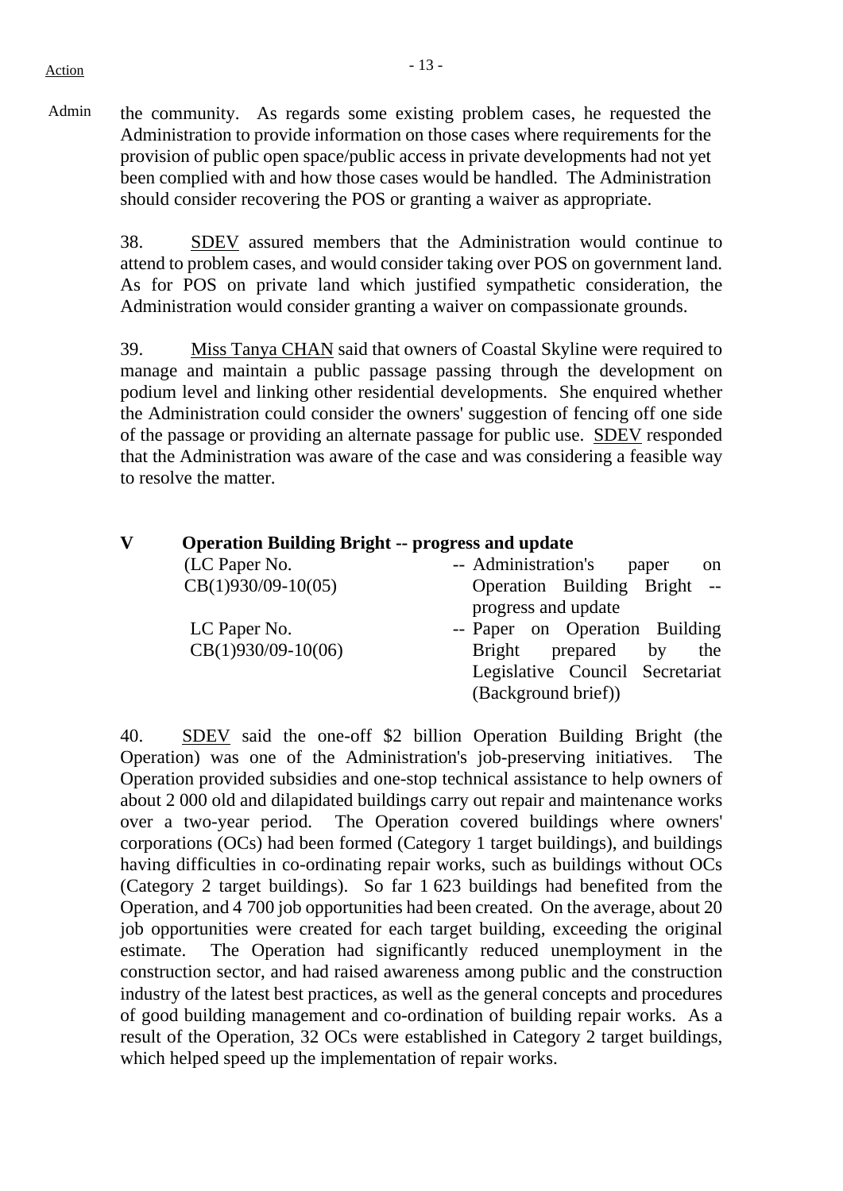Action

Admin

the community. As regards some existing problem cases, he requested the Administration to provide information on those cases where requirements for the provision of public open space/public access in private developments had not yet been complied with and how those cases would be handled. The Administration should consider recovering the POS or granting a waiver as appropriate.

38. SDEV assured members that the Administration would continue to attend to problem cases, and would consider taking over POS on government land. As for POS on private land which justified sympathetic consideration, the Administration would consider granting a waiver on compassionate grounds.

39. Miss Tanya CHAN said that owners of Coastal Skyline were required to manage and maintain a public passage passing through the development on podium level and linking other residential developments. She enquired whether the Administration could consider the owners' suggestion of fencing off one side of the passage or providing an alternate passage for public use. SDEV responded that the Administration was aware of the case and was considering a feasible way to resolve the matter.

## V Operation Building Bright -- progress and update

(LC Paper No. CB(1)930/09-10(05) -- Administration's paper on Operation Building Bright -- progress and update

LC Paper No. CB(1)930/09-10(06) -- Paper on Operation Building Bright prepared by the Legislative Council Secretariat (Background brief))

40. SDEV said the one-off $2 billion Operation Building Bright (the Operation) was one of the Administration's job-preserving initiatives. The Operation provided subsidies and one-stop technical assistance to help owners of about 2 000 old and dilapidated buildings carry out repair and maintenance works over a two-year period. The Operation covered buildings where owners' corporations (OCs) had been formed (Category 1 target buildings), and buildings having difficulties in co-ordinating repair works, such as buildings without OCs (Category 2 target buildings). So far 1 623 buildings had benefited from the Operation, and 4 700 job opportunities had been created. On the average, about 20 job opportunities were created for each target building, exceeding the original estimate. The Operation had significantly reduced unemployment in the construction sector, and had raised awareness among public and the construction industry of the latest best practices, as well as the general concepts and procedures of good building management and co-ordination of building repair works. As a result of the Operation, 32 OCs were established in Category 2 target buildings, which helped speed up the implementation of repair works.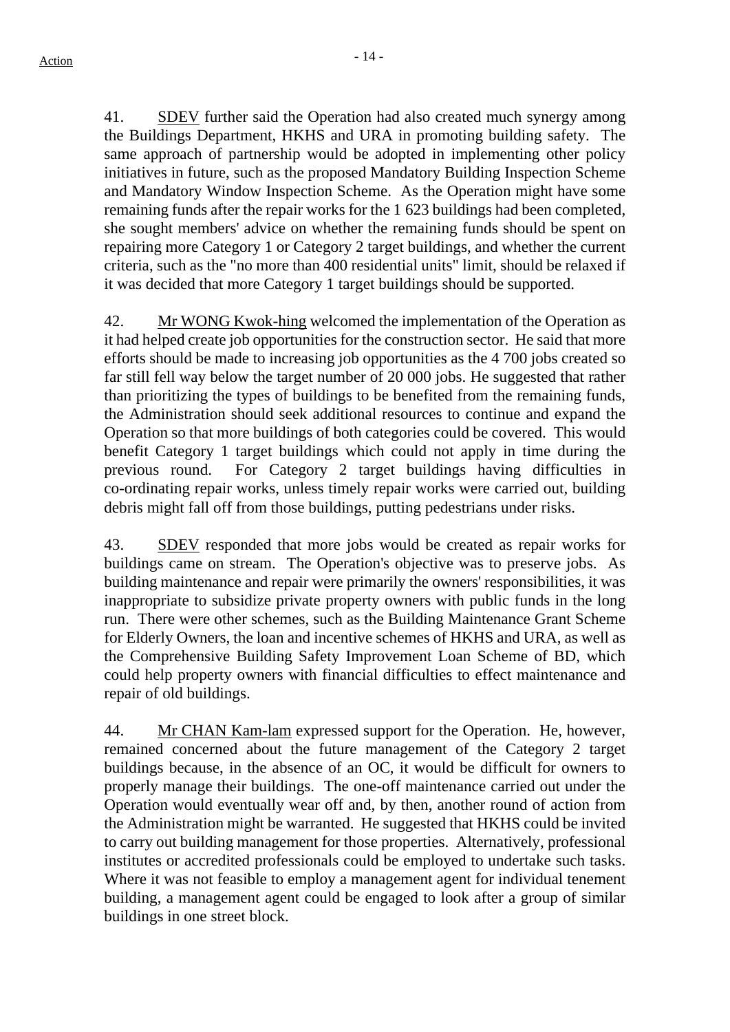41. SDEV further said the Operation had also created much synergy among the Buildings Department, HKHS and URA in promoting building safety. The same approach of partnership would be adopted in implementing other policy initiatives in future, such as the proposed Mandatory Building Inspection Scheme and Mandatory Window Inspection Scheme. As the Operation might have some remaining funds after the repair works for the 1 623 buildings had been completed, she sought members' advice on whether the remaining funds should be spent on repairing more Category 1 or Category 2 target buildings, and whether the current criteria, such as the "no more than 400 residential units" limit, should be relaxed if it was decided that more Category 1 target buildings should be supported.

42. Mr WONG Kwok-hing welcomed the implementation of the Operation as it had helped create job opportunities for the construction sector. He said that more efforts should be made to increasing job opportunities as the 4 700 jobs created so far still fell way below the target number of 20 000 jobs. He suggested that rather than prioritizing the types of buildings to be benefited from the remaining funds, the Administration should seek additional resources to continue and expand the Operation so that more buildings of both categories could be covered. This would benefit Category 1 target buildings which could not apply in time during the previous round. For Category 2 target buildings having difficulties in co-ordinating repair works, unless timely repair works were carried out, building debris might fall off from those buildings, putting pedestrians under risks.

43. SDEV responded that more jobs would be created as repair works for buildings came on stream. The Operation's objective was to preserve jobs. As building maintenance and repair were primarily the owners' responsibilities, it was inappropriate to subsidize private property owners with public funds in the long run. There were other schemes, such as the Building Maintenance Grant Scheme for Elderly Owners, the loan and incentive schemes of HKHS and URA, as well as the Comprehensive Building Safety Improvement Loan Scheme of BD, which could help property owners with financial difficulties to effect maintenance and repair of old buildings.

44. Mr CHAN Kam-lam expressed support for the Operation. He, however, remained concerned about the future management of the Category 2 target buildings because, in the absence of an OC, it would be difficult for owners to properly manage their buildings. The one-off maintenance carried out under the Operation would eventually wear off and, by then, another round of action from the Administration might be warranted. He suggested that HKHS could be invited to carry out building management for those properties. Alternatively, professional institutes or accredited professionals could be employed to undertake such tasks. Where it was not feasible to employ a management agent for individual tenement building, a management agent could be engaged to look after a group of similar buildings in one street block.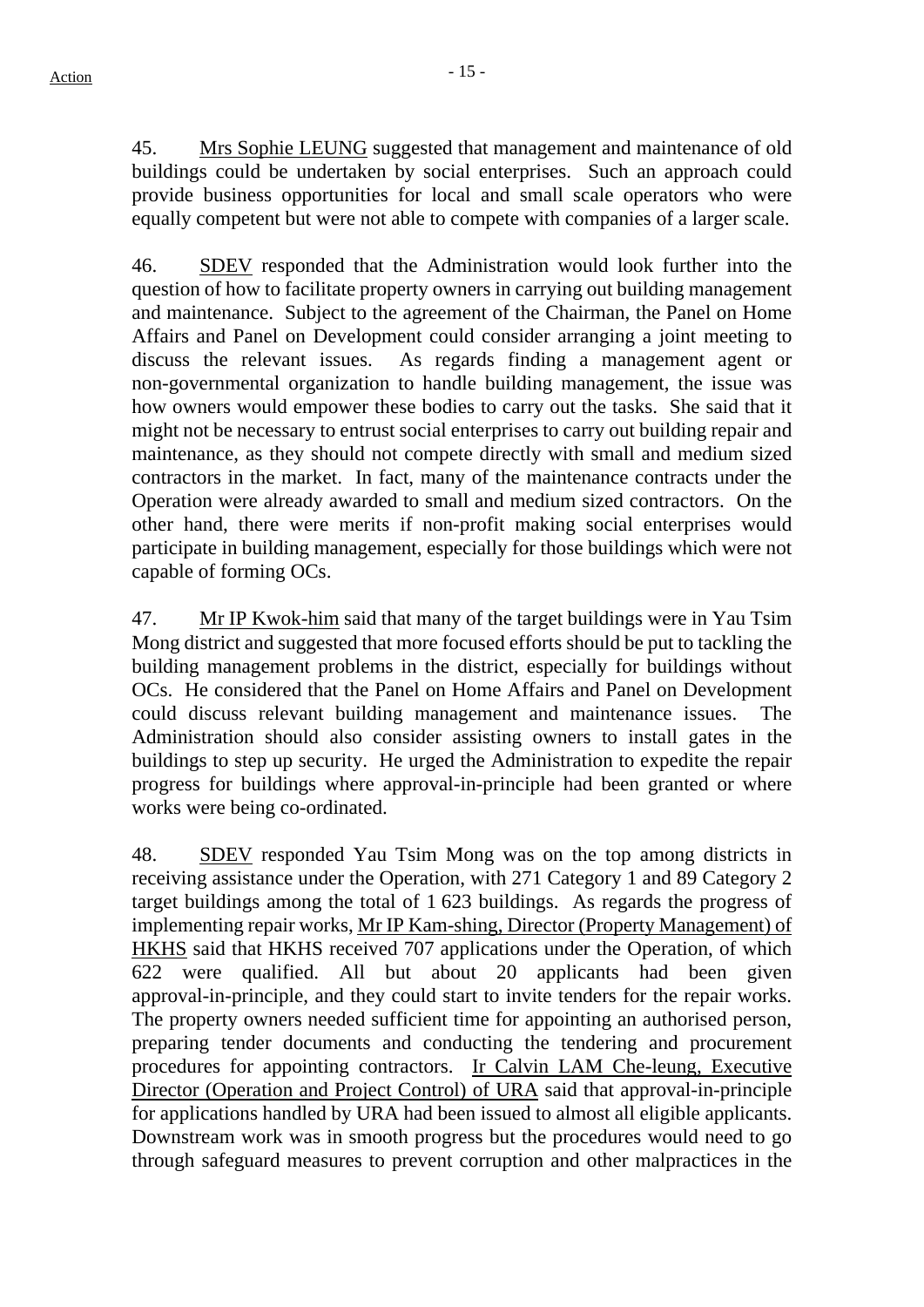45. Mrs Sophie LEUNG suggested that management and maintenance of old buildings could be undertaken by social enterprises. Such an approach could provide business opportunities for local and small scale operators who were equally competent but were not able to compete with companies of a larger scale.

46. SDEV responded that the Administration would look further into the question of how to facilitate property owners in carrying out building management and maintenance. Subject to the agreement of the Chairman, the Panel on Home Affairs and Panel on Development could consider arranging a joint meeting to discuss the relevant issues. As regards finding a management agent or non-governmental organization to handle building management, the issue was how owners would empower these bodies to carry out the tasks. She said that it might not be necessary to entrust social enterprises to carry out building repair and maintenance, as they should not compete directly with small and medium sized contractors in the market. In fact, many of the maintenance contracts under the Operation were already awarded to small and medium sized contractors. On the other hand, there were merits if non-profit making social enterprises would participate in building management, especially for those buildings which were not capable of forming OCs.

47. Mr IP Kwok-him said that many of the target buildings were in Yau Tsim Mong district and suggested that more focused efforts should be put to tackling the building management problems in the district, especially for buildings without OCs. He considered that the Panel on Home Affairs and Panel on Development could discuss relevant building management and maintenance issues. The Administration should also consider assisting owners to install gates in the buildings to step up security. He urged the Administration to expedite the repair progress for buildings where approval-in-principle had been granted or where works were being co-ordinated.

48. SDEV responded Yau Tsim Mong was on the top among districts in receiving assistance under the Operation, with 271 Category 1 and 89 Category 2 target buildings among the total of 1 623 buildings. As regards the progress of implementing repair works, Mr IP Kam-shing, Director (Property Management) of HKHS said that HKHS received 707 applications under the Operation, of which 622 were qualified. All but about 20 applicants had been given approval-in-principle, and they could start to invite tenders for the repair works. The property owners needed sufficient time for appointing an authorised person, preparing tender documents and conducting the tendering and procurement procedures for appointing contractors. Ir Calvin LAM Che-leung, Executive Director (Operation and Project Control) of URA said that approval-in-principle for applications handled by URA had been issued to almost all eligible applicants. Downstream work was in smooth progress but the procedures would need to go through safeguard measures to prevent corruption and other malpractices in the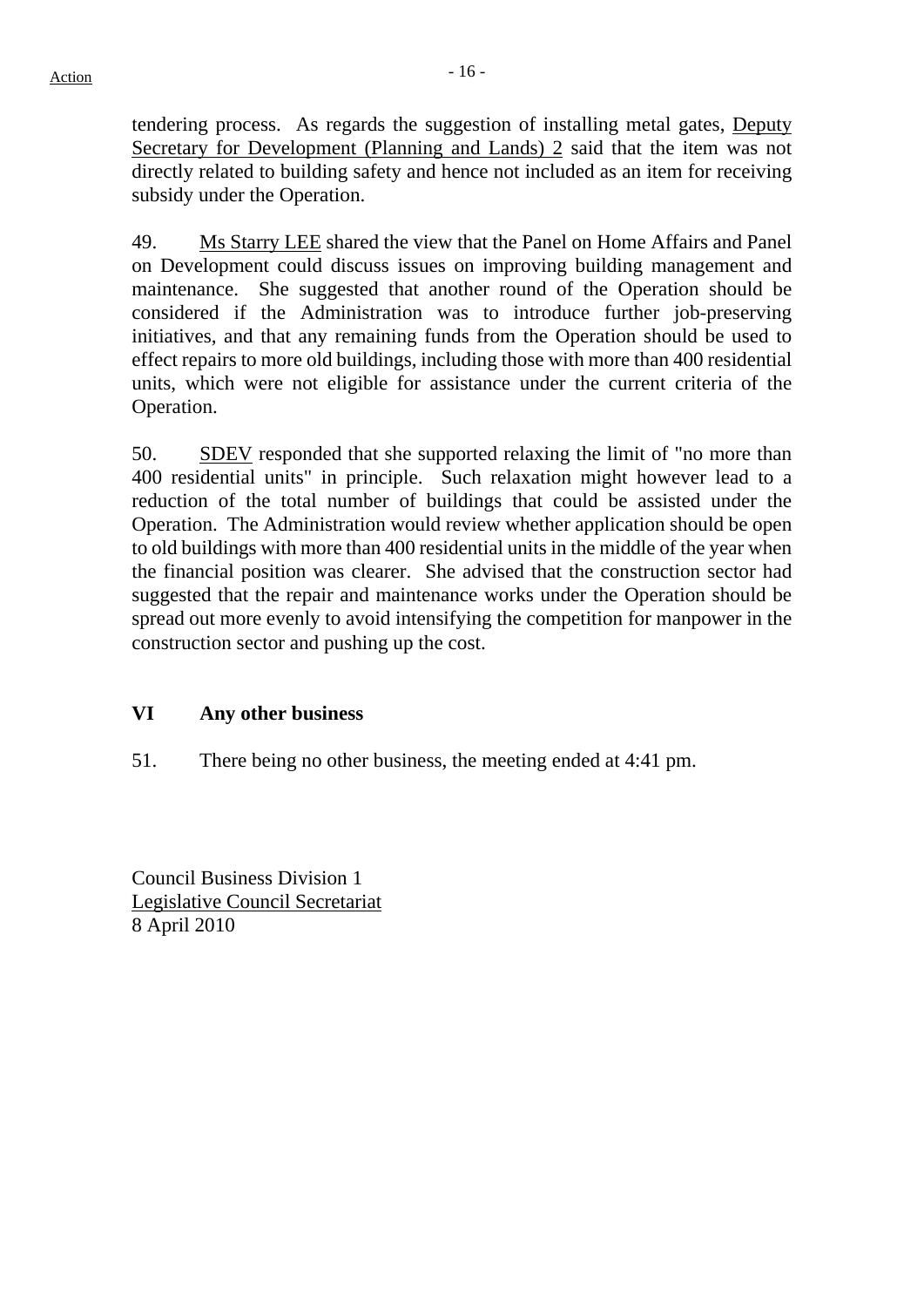tendering process. As regards the suggestion of installing metal gates, Deputy Secretary for Development (Planning and Lands) 2 said that the item was not directly related to building safety and hence not included as an item for receiving subsidy under the Operation.

49. Ms Starry LEE shared the view that the Panel on Home Affairs and Panel on Development could discuss issues on improving building management and maintenance. She suggested that another round of the Operation should be considered if the Administration was to introduce further job-preserving initiatives, and that any remaining funds from the Operation should be used to effect repairs to more old buildings, including those with more than 400 residential units, which were not eligible for assistance under the current criteria of the Operation.

50. SDEV responded that she supported relaxing the limit of "no more than 400 residential units" in principle. Such relaxation might however lead to a reduction of the total number of buildings that could be assisted under the Operation. The Administration would review whether application should be open to old buildings with more than 400 residential units in the middle of the year when the financial position was clearer. She advised that the construction sector had suggested that the repair and maintenance works under the Operation should be spread out more evenly to avoid intensifying the competition for manpower in the construction sector and pushing up the cost.

## VI Any other business

51. There being no other business, the meeting ended at 4:41 pm.

Council Business Division 1
Legislative Council Secretariat
8 April 2010